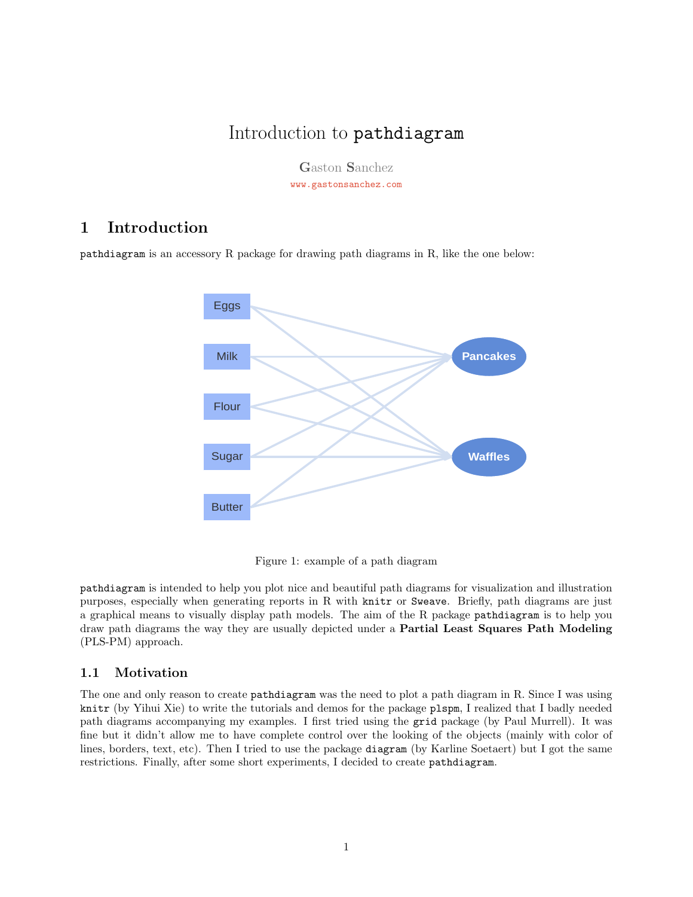# Introduction to `pathdiagram`

**G**aston **S**anchez

www.gastonsanchez.com

## 1 Introduction

`pathdiagram` is an accessory R package for drawing path diagrams in R, like the one below:

Figure 1: example of a path diagram

`pathdiagram` is intended to help you plot nice and beautiful path diagrams for visualization and illustration purposes, especially when generating reports in R with `knitr` or `Sweave`. Briefly, path diagrams are just a graphical means to visually display path models. The aim of the R package `pathdiagram` is to help you draw path diagrams the way they are usually depicted under a **Partial Least Squares Path Modeling** (PLS-PM) approach.

### 1.1 Motivation

The one and only reason to create `pathdiagram` was the need to plot a path diagram in R. Since I was using `knitr` (by Yihui Xie) to write the tutorials and demos for the package `plspm`, I realized that I badly needed path diagrams accompanying my examples. I first tried using the `grid` package (by Paul Murrell). It was fine but it didn't allow me to have complete control over the looking of the objects (mainly with color of lines, borders, text, etc). Then I tried to use the package `diagram` (by Karline Soetaert) but I got the same restrictions. Finally, after some short experiments, I decided to create `pathdiagram`.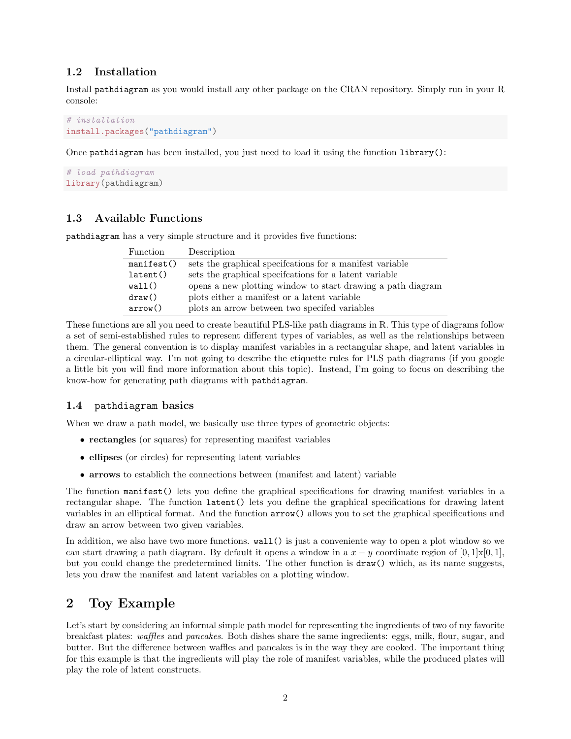### 1.2 Installation

Install `pathdiagram` as you would install any other package on the CRAN repository. Simply run in your R console:

```
# installation
install.packages("pathdiagram")
```

Once `pathdiagram` has been installed, you just need to load it using the function `library()`:

```
# load pathdiagram
library(pathdiagram)
```

### 1.3 Available Functions

`pathdiagram` has a very simple structure and it provides five functions:

| Function | Description |
| --- | --- |
| `manifest()` | sets the graphical specifcations for a manifest variable |
| `latent()` | sets the graphical specifcations for a latent variable |
| `wall()` | opens a new plotting window to start drawing a path diagram |
| `draw()` | plots either a manifest or a latent variable |
| `arrow()` | plots an arrow between two specifed variables |

These functions are all you need to create beautiful PLS-like path diagrams in R. This type of diagrams follow a set of semi-established rules to represent different types of variables, as well as the relationships between them. The general convention is to display manifest variables in a rectangular shape, and latent variables in a circular-elliptical way. I'm not going to describe the etiquette rules for PLS path diagrams (if you google a little bit you will find more information about this topic). Instead, I'm going to focus on describing the know-how for generating path diagrams with `pathdiagram`.

### 1.4 `pathdiagram` basics

When we draw a path model, we basically use three types of geometric objects:

- **rectangles** (or squares) for representing manifest variables
- **ellipses** (or circles) for representing latent variables
- **arrows** to establich the connections between (manifest and latent) variable

The function `manifest()` lets you define the graphical specifications for drawing manifest variables in a rectangular shape. The function `latent()` lets you define the graphical specifications for drawing latent variables in an elliptical format. And the function `arrow()` allows you to set the graphical specifications and draw an arrow between two given variables.

In addition, we also have two more functions. `wall()` is just a conveniente way to open a plot window so we can start drawing a path diagram. By default it opens a window in a $x - y$ coordinate region of $[0, 1]$x$[0, 1]$, but you could change the predetermined limits. The other function is `draw()` which, as its name suggests, lets you draw the manifest and latent variables on a plotting window.

## 2 Toy Example

Let's start by considering an informal simple path model for representing the ingredients of two of my favorite breakfast plates: *waffles* and *pancakes*. Both dishes share the same ingredients: eggs, milk, flour, sugar, and butter. But the difference between waffles and pancakes is in the way they are cooked. The important thing for this example is that the ingredients will play the role of manifest variables, while the produced plates will play the role of latent constructs.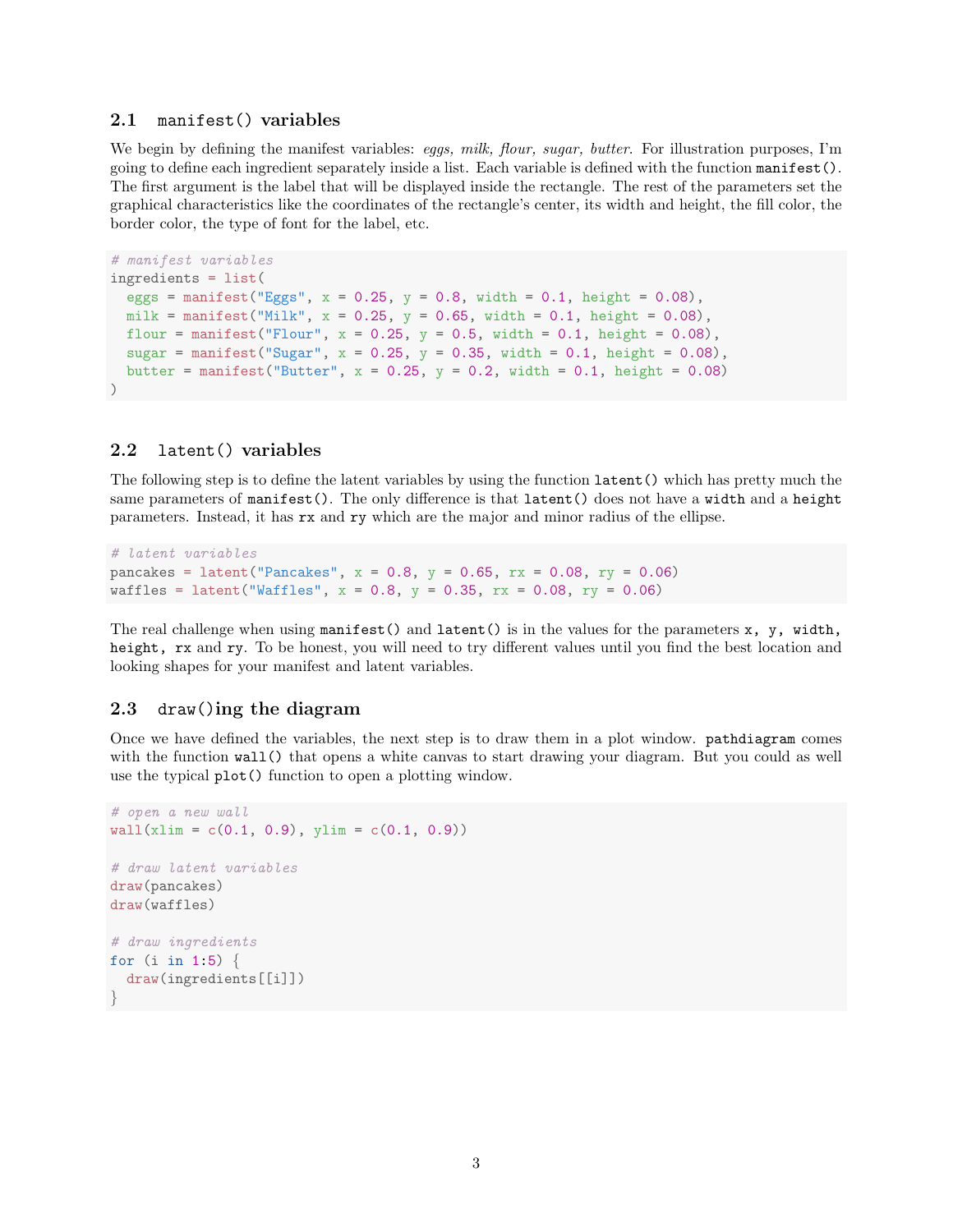### 2.1 `manifest()` variables

We begin by defining the manifest variables: *eggs, milk, flour, sugar, butter*. For illustration purposes, I'm going to define each ingredient separately inside a list. Each variable is defined with the function `manifest()`. The first argument is the label that will be displayed inside the rectangle. The rest of the parameters set the graphical characteristics like the coordinates of the rectangle's center, its width and height, the fill color, the border color, the type of font for the label, etc.

```
# manifest variables
ingredients = list(
  eggs = manifest("Eggs", x = 0.25, y = 0.8, width = 0.1, height = 0.08),
  milk = manifest("Milk", x = 0.25, y = 0.65, width = 0.1, height = 0.08),
  flour = manifest("Flour", x = 0.25, y = 0.5, width = 0.1, height = 0.08),
  sugar = manifest("Sugar", x = 0.25, y = 0.35, width = 0.1, height = 0.08),
  butter = manifest("Butter", x = 0.25, y = 0.2, width = 0.1, height = 0.08)
)
```

### 2.2 `latent()` variables

The following step is to define the latent variables by using the function `latent()` which has pretty much the same parameters of `manifest()`. The only difference is that `latent()` does not have a `width` and a `height` parameters. Instead, it has `rx` and `ry` which are the major and minor radius of the ellipse.

```
# latent variables
pancakes = latent("Pancakes", x = 0.8, y = 0.65, rx = 0.08, ry = 0.06)
waffles = latent("Waffles", x = 0.8, y = 0.35, rx = 0.08, ry = 0.06)
```

The real challenge when using `manifest()` and `latent()` is in the values for the parameters `x, y, width, height, rx` and `ry`. To be honest, you will need to try different values until you find the best location and looking shapes for your manifest and latent variables.

### 2.3 `draw()`ing the diagram

Once we have defined the variables, the next step is to draw them in a plot window. `pathdiagram` comes with the function `wall()` that opens a white canvas to start drawing your diagram. But you could as well use the typical `plot()` function to open a plotting window.

```
# open a new wall
wall(xlim = c(0.1, 0.9), ylim = c(0.1, 0.9))

# draw latent variables
draw(pancakes)
draw(waffles)

# draw ingredients
for (i in 1:5) {
  draw(ingredients[[i]])
}
```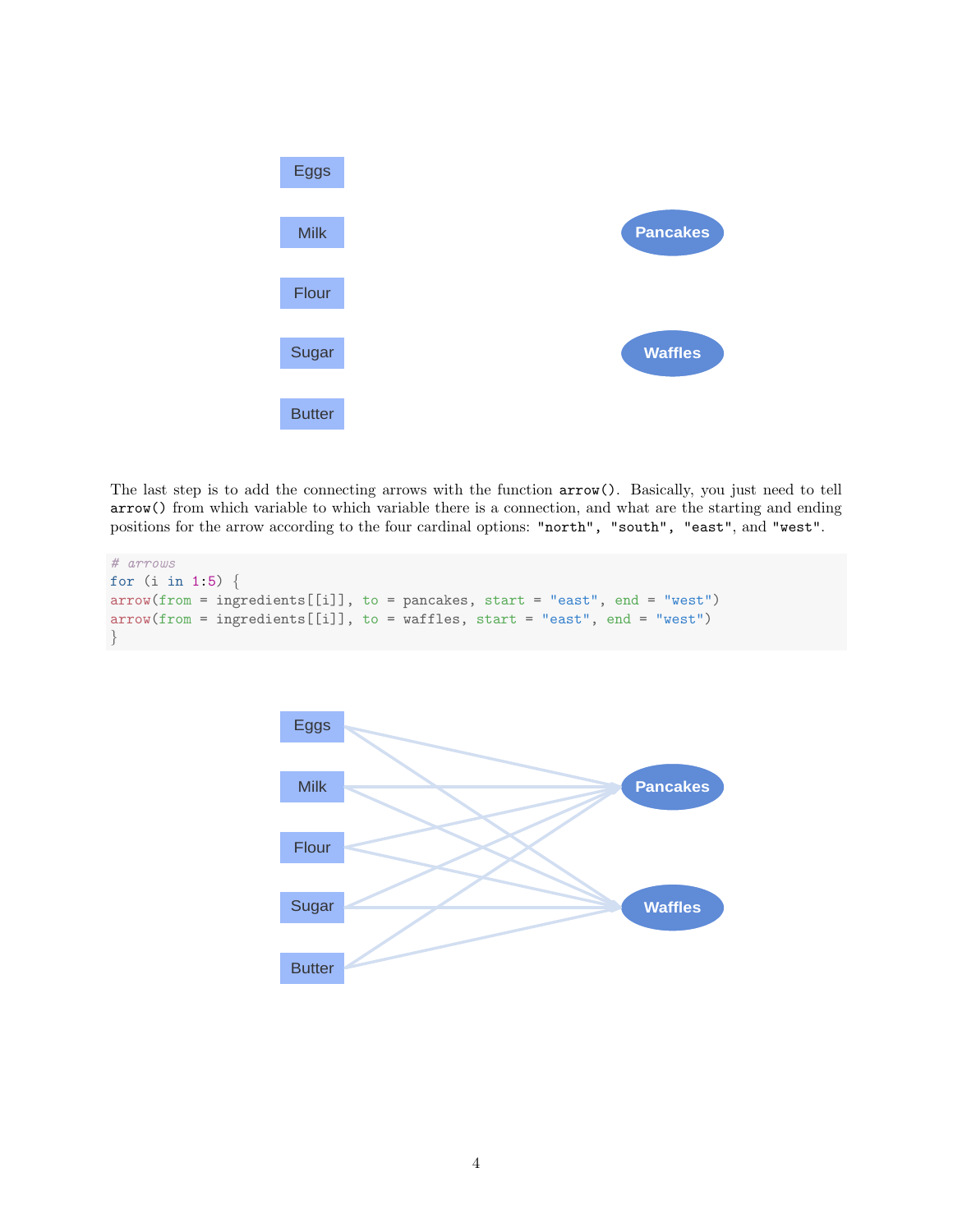The last step is to add the connecting arrows with the function `arrow()`. Basically, you just need to tell `arrow()` from which variable to which variable there is a connection, and what are the starting and ending positions for the arrow according to the four cardinal options: `"north"`, `"south"`, `"east"`, and `"west"`.

```
# arrows
for (i in 1:5) {
arrow(from = ingredients[[i]], to = pancakes, start = "east", end = "west")
arrow(from = ingredients[[i]], to = waffles, start = "east", end = "west")
}
```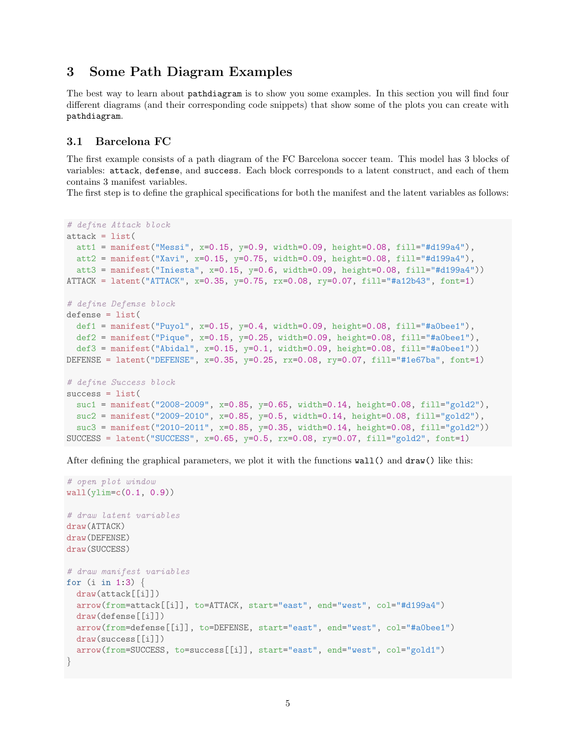## 3 Some Path Diagram Examples

The best way to learn about `pathdiagram` is to show you some examples. In this section you will find four different diagrams (and their corresponding code snippets) that show some of the plots you can create with `pathdiagram`.

### 3.1 Barcelona FC

The first example consists of a path diagram of the FC Barcelona soccer team. This model has 3 blocks of variables: `attack`, `defense`, and `success`. Each block corresponds to a latent construct, and each of them contains 3 manifest variables.
The first step is to define the graphical specifications for both the manifest and the latent variables as follows:

```
# define Attack block
attack = list(
  att1 = manifest("Messi", x=0.15, y=0.9, width=0.09, height=0.08, fill="#d199a4"),
  att2 = manifest("Xavi", x=0.15, y=0.75, width=0.09, height=0.08, fill="#d199a4"),
  att3 = manifest("Iniesta", x=0.15, y=0.6, width=0.09, height=0.08, fill="#d199a4"))
ATTACK = latent("ATTACK", x=0.35, y=0.75, rx=0.08, ry=0.07, fill="#a12b43", font=1)

# define Defense block
defense = list(
  def1 = manifest("Puyol", x=0.15, y=0.4, width=0.09, height=0.08, fill="#a0bee1"),
  def2 = manifest("Pique", x=0.15, y=0.25, width=0.09, height=0.08, fill="#a0bee1"),
  def3 = manifest("Abidal", x=0.15, y=0.1, width=0.09, height=0.08, fill="#a0bee1"))
DEFENSE = latent("DEFENSE", x=0.35, y=0.25, rx=0.08, ry=0.07, fill="#1e67ba", font=1)

# define Success block
success = list(
  suc1 = manifest("2008-2009", x=0.85, y=0.65, width=0.14, height=0.08, fill="gold2"),
  suc2 = manifest("2009-2010", x=0.85, y=0.5, width=0.14, height=0.08, fill="gold2"),
  suc3 = manifest("2010-2011", x=0.85, y=0.35, width=0.14, height=0.08, fill="gold2"))
SUCCESS = latent("SUCCESS", x=0.65, y=0.5, rx=0.08, ry=0.07, fill="gold2", font=1)
```

After defining the graphical parameters, we plot it with the functions `wall()` and `draw()` like this:

```
# open plot window
wall(ylim=c(0.1, 0.9))

# draw latent variables
draw(ATTACK)
draw(DEFENSE)
draw(SUCCESS)

# draw manifest variables
for (i in 1:3) {
  draw(attack[[i]])
  arrow(from=attack[[i]], to=ATTACK, start="east", end="west", col="#d199a4")
  draw(defense[[i]])
  arrow(from=defense[[i]], to=DEFENSE, start="east", end="west", col="#a0bee1")
  draw(success[[i]])
  arrow(from=SUCCESS, to=success[[i]], start="east", end="west", col="gold1")
}
```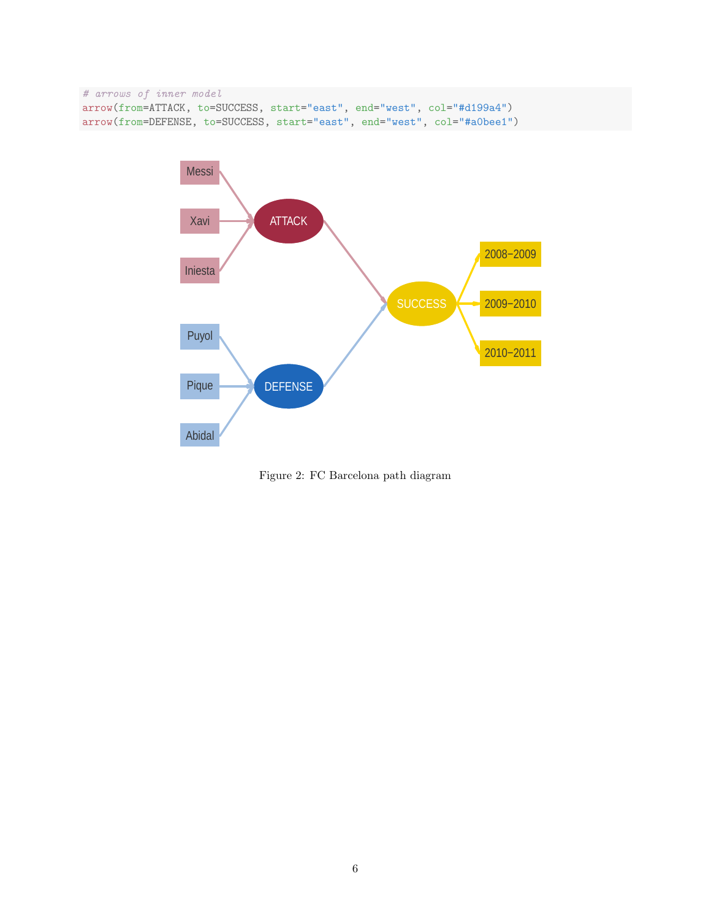```
# arrows of inner model
arrow(from=ATTACK, to=SUCCESS, start="east", end="west", col="#d199a4")
arrow(from=DEFENSE, to=SUCCESS, start="east", end="west", col="#a0bee1")
```

Figure 2: FC Barcelona path diagram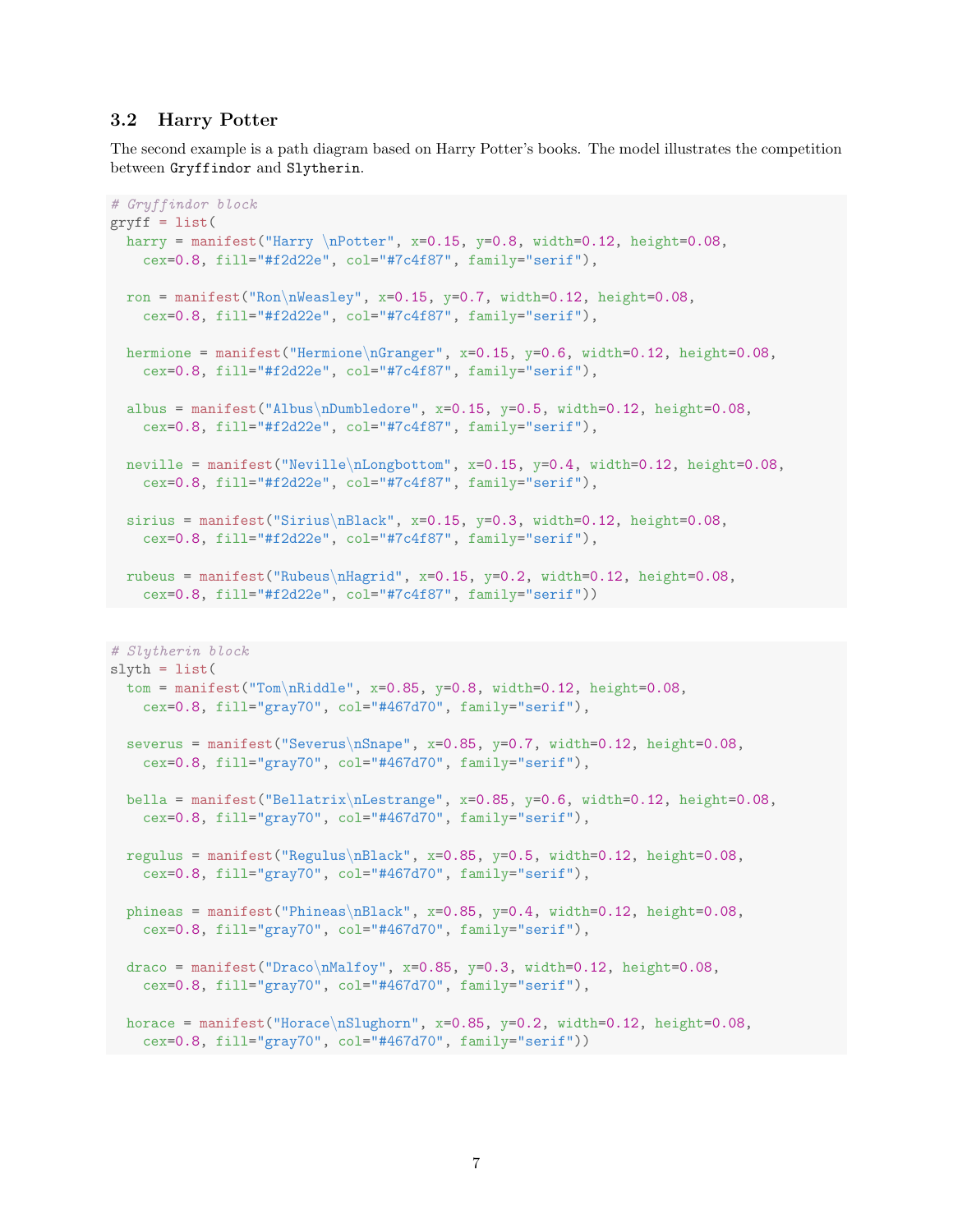### 3.2 Harry Potter

The second example is a path diagram based on Harry Potter's books. The model illustrates the competition between `Gryffindor` and `Slytherin`.

```
# Gryffindor block
gryff = list(
  harry = manifest("Harry \nPotter", x=0.15, y=0.8, width=0.12, height=0.08,
    cex=0.8, fill="#f2d22e", col="#7c4f87", family="serif"),

  ron = manifest("Ron\nWeasley", x=0.15, y=0.7, width=0.12, height=0.08,
    cex=0.8, fill="#f2d22e", col="#7c4f87", family="serif"),

  hermione = manifest("Hermione\nGranger", x=0.15, y=0.6, width=0.12, height=0.08,
    cex=0.8, fill="#f2d22e", col="#7c4f87", family="serif"),

  albus = manifest("Albus\nDumbledore", x=0.15, y=0.5, width=0.12, height=0.08,
    cex=0.8, fill="#f2d22e", col="#7c4f87", family="serif"),

  neville = manifest("Neville\nLongbottom", x=0.15, y=0.4, width=0.12, height=0.08,
    cex=0.8, fill="#f2d22e", col="#7c4f87", family="serif"),

  sirius = manifest("Sirius\nBlack", x=0.15, y=0.3, width=0.12, height=0.08,
    cex=0.8, fill="#f2d22e", col="#7c4f87", family="serif"),

  rubeus = manifest("Rubeus\nHagrid", x=0.15, y=0.2, width=0.12, height=0.08,
    cex=0.8, fill="#f2d22e", col="#7c4f87", family="serif"))
```

```
# Slytherin block
slyth = list(
  tom = manifest("Tom\nRiddle", x=0.85, y=0.8, width=0.12, height=0.08,
    cex=0.8, fill="gray70", col="#467d70", family="serif"),

  severus = manifest("Severus\nSnape", x=0.85, y=0.7, width=0.12, height=0.08,
    cex=0.8, fill="gray70", col="#467d70", family="serif"),

  bella = manifest("Bellatrix\nLestrange", x=0.85, y=0.6, width=0.12, height=0.08,
    cex=0.8, fill="gray70", col="#467d70", family="serif"),

  regulus = manifest("Regulus\nBlack", x=0.85, y=0.5, width=0.12, height=0.08,
    cex=0.8, fill="gray70", col="#467d70", family="serif"),

  phineas = manifest("Phineas\nBlack", x=0.85, y=0.4, width=0.12, height=0.08,
    cex=0.8, fill="gray70", col="#467d70", family="serif"),

  draco = manifest("Draco\nMalfoy", x=0.85, y=0.3, width=0.12, height=0.08,
    cex=0.8, fill="gray70", col="#467d70", family="serif"),

  horace = manifest("Horace\nSlughorn", x=0.85, y=0.2, width=0.12, height=0.08,
    cex=0.8, fill="gray70", col="#467d70", family="serif"))
```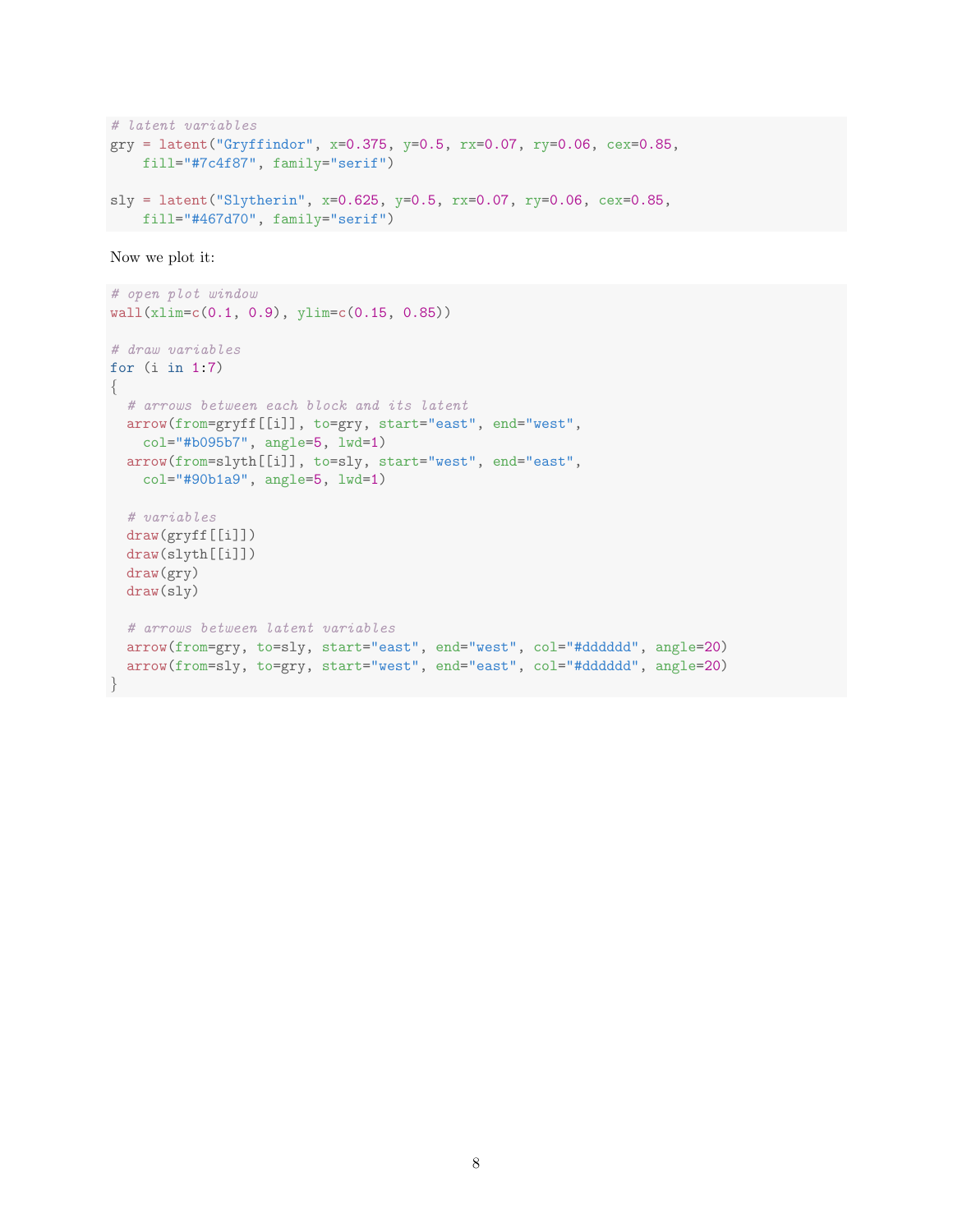```
# latent variables
gry = latent("Gryffindor", x=0.375, y=0.5, rx=0.07, ry=0.06, cex=0.85,
    fill="#7c4f87", family="serif")

sly = latent("Slytherin", x=0.625, y=0.5, rx=0.07, ry=0.06, cex=0.85,
    fill="#467d70", family="serif")
```

Now we plot it:

```
# open plot window
wall(xlim=c(0.1, 0.9), ylim=c(0.15, 0.85))

# draw variables
for (i in 1:7)
{
  # arrows between each block and its latent
  arrow(from=gryff[[i]], to=gry, start="east", end="west",
    col="#b095b7", angle=5, lwd=1)
  arrow(from=slyth[[i]], to=sly, start="west", end="east",
    col="#90b1a9", angle=5, lwd=1)

  # variables
  draw(gryff[[i]])
  draw(slyth[[i]])
  draw(gry)
  draw(sly)

  # arrows between latent variables
  arrow(from=gry, to=sly, start="east", end="west", col="#dddddd", angle=20)
  arrow(from=sly, to=gry, start="west", end="east", col="#dddddd", angle=20)
}
```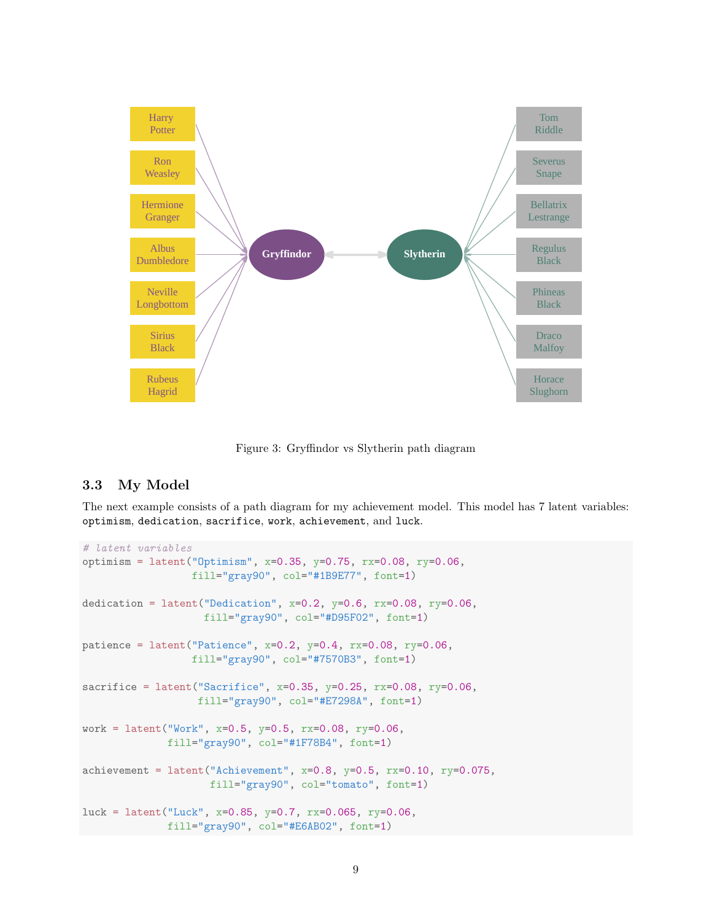Figure 3: Gryffindor vs Slytherin path diagram

## 3.3 My Model

The next example consists of a path diagram for my achievement model. This model has 7 latent variables: `optimism`, `dedication`, `sacrifice`, `work`, `achievement`, and `luck`.

```
# latent variables
optimism = latent("Optimism", x=0.35, y=0.75, rx=0.08, ry=0.06,
                  fill="gray90", col="#1B9E77", font=1)

dedication = latent("Dedication", x=0.2, y=0.6, rx=0.08, ry=0.06,
                    fill="gray90", col="#D95F02", font=1)

patience = latent("Patience", x=0.2, y=0.4, rx=0.08, ry=0.06,
                  fill="gray90", col="#7570B3", font=1)

sacrifice = latent("Sacrifice", x=0.35, y=0.25, rx=0.08, ry=0.06,
                   fill="gray90", col="#E7298A", font=1)

work = latent("Work", x=0.5, y=0.5, rx=0.08, ry=0.06,
              fill="gray90", col="#1F78B4", font=1)

achievement = latent("Achievement", x=0.8, y=0.5, rx=0.10, ry=0.075,
                     fill="gray90", col="tomato", font=1)

luck = latent("Luck", x=0.85, y=0.7, rx=0.065, ry=0.06,
              fill="gray90", col="#E6AB02", font=1)
```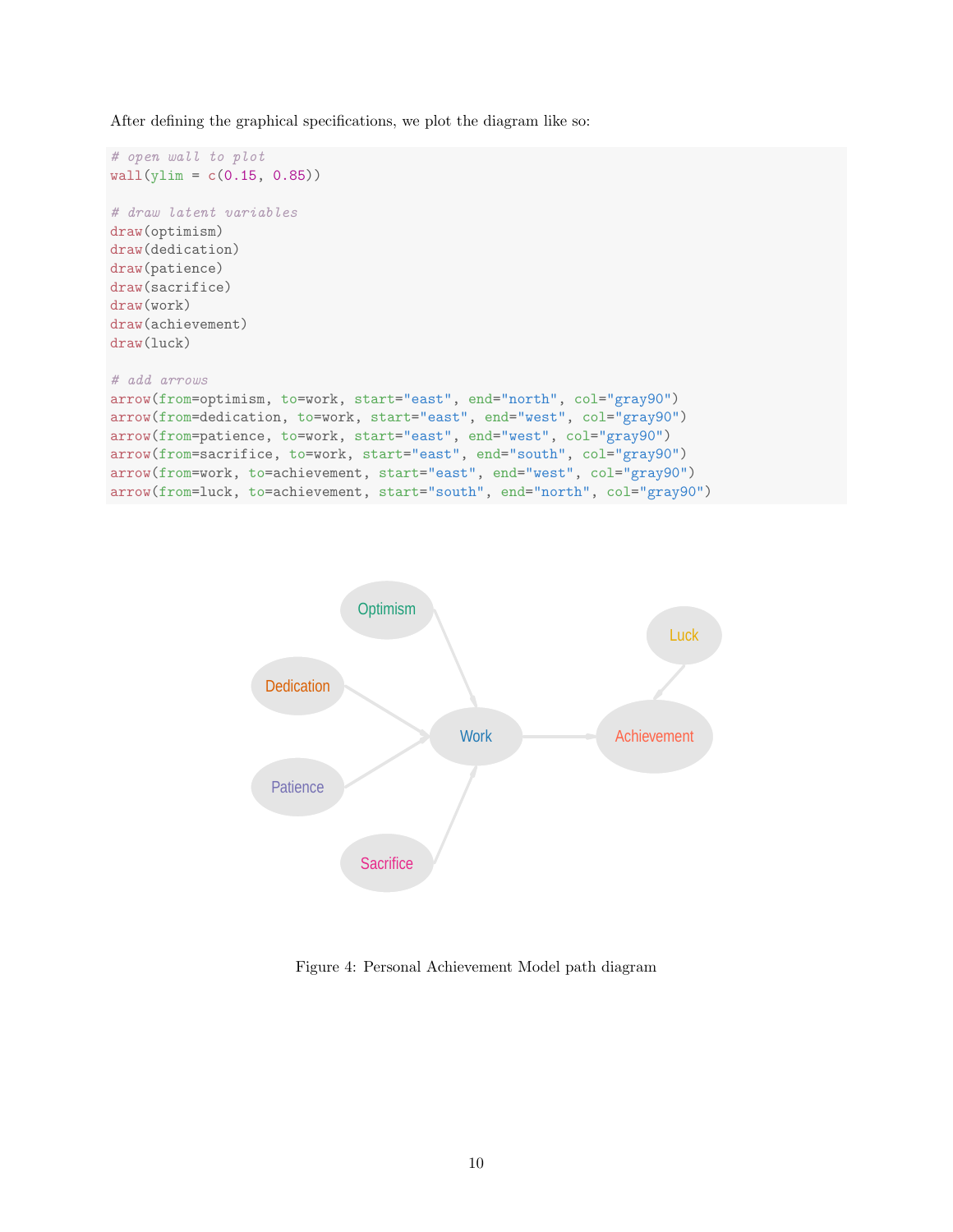After defining the graphical specifications, we plot the diagram like so:

```
# open wall to plot
wall(ylim = c(0.15, 0.85))

# draw latent variables
draw(optimism)
draw(dedication)
draw(patience)
draw(sacrifice)
draw(work)
draw(achievement)
draw(luck)

# add arrows
arrow(from=optimism, to=work, start="east", end="north", col="gray90")
arrow(from=dedication, to=work, start="east", end="west", col="gray90")
arrow(from=patience, to=work, start="east", end="west", col="gray90")
arrow(from=sacrifice, to=work, start="east", end="south", col="gray90")
arrow(from=work, to=achievement, start="east", end="west", col="gray90")
arrow(from=luck, to=achievement, start="south", end="north", col="gray90")
```

Figure 4: Personal Achievement Model path diagram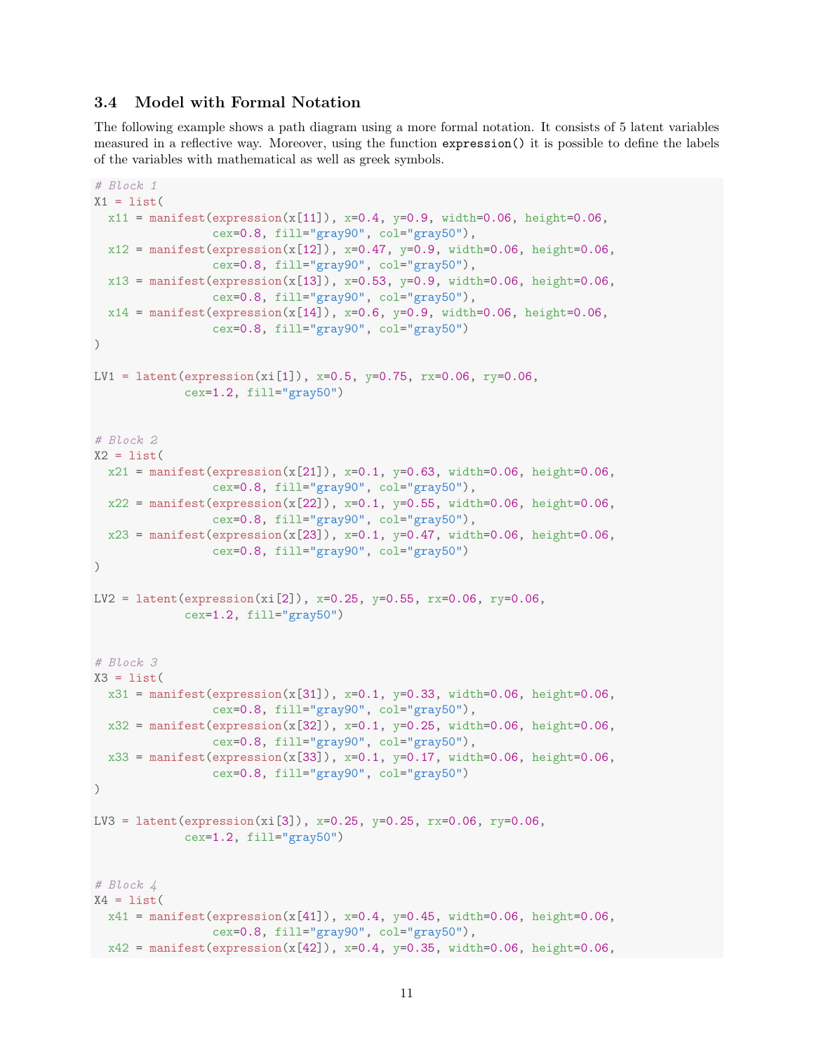### 3.4 Model with Formal Notation

The following example shows a path diagram using a more formal notation. It consists of 5 latent variables measured in a reflective way. Moreover, using the function `expression()` it is possible to define the labels of the variables with mathematical as well as greek symbols.

```
# Block 1
X1 = list(
  x11 = manifest(expression(x[11]), x=0.4, y=0.9, width=0.06, height=0.06,
                 cex=0.8, fill="gray90", col="gray50"),
  x12 = manifest(expression(x[12]), x=0.47, y=0.9, width=0.06, height=0.06,
                 cex=0.8, fill="gray90", col="gray50"),
  x13 = manifest(expression(x[13]), x=0.53, y=0.9, width=0.06, height=0.06,
                 cex=0.8, fill="gray90", col="gray50"),
  x14 = manifest(expression(x[14]), x=0.6, y=0.9, width=0.06, height=0.06,
                 cex=0.8, fill="gray90", col="gray50")
)

LV1 = latent(expression(xi[1]), x=0.5, y=0.75, rx=0.06, ry=0.06,
             cex=1.2, fill="gray50")


# Block 2
X2 = list(
  x21 = manifest(expression(x[21]), x=0.1, y=0.63, width=0.06, height=0.06,
                 cex=0.8, fill="gray90", col="gray50"),
  x22 = manifest(expression(x[22]), x=0.1, y=0.55, width=0.06, height=0.06,
                 cex=0.8, fill="gray90", col="gray50"),
  x23 = manifest(expression(x[23]), x=0.1, y=0.47, width=0.06, height=0.06,
                 cex=0.8, fill="gray90", col="gray50")
)

LV2 = latent(expression(xi[2]), x=0.25, y=0.55, rx=0.06, ry=0.06,
             cex=1.2, fill="gray50")


# Block 3
X3 = list(
  x31 = manifest(expression(x[31]), x=0.1, y=0.33, width=0.06, height=0.06,
                 cex=0.8, fill="gray90", col="gray50"),
  x32 = manifest(expression(x[32]), x=0.1, y=0.25, width=0.06, height=0.06,
                 cex=0.8, fill="gray90", col="gray50"),
  x33 = manifest(expression(x[33]), x=0.1, y=0.17, width=0.06, height=0.06,
                 cex=0.8, fill="gray90", col="gray50")
)

LV3 = latent(expression(xi[3]), x=0.25, y=0.25, rx=0.06, ry=0.06,
             cex=1.2, fill="gray50")


# Block 4
X4 = list(
  x41 = manifest(expression(x[41]), x=0.4, y=0.45, width=0.06, height=0.06,
                 cex=0.8, fill="gray90", col="gray50"),
  x42 = manifest(expression(x[42]), x=0.4, y=0.35, width=0.06, height=0.06,
```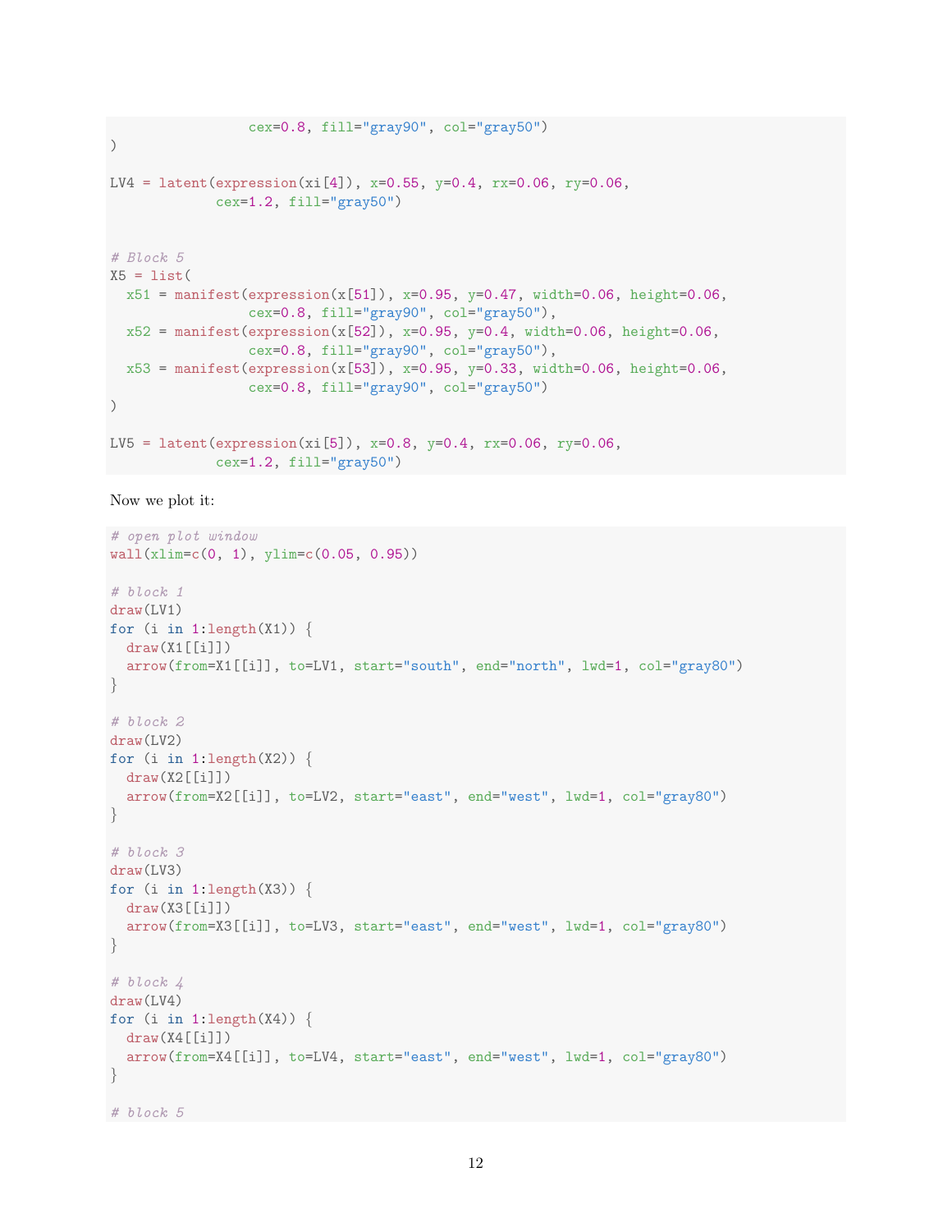```
                 cex=0.8, fill="gray90", col="gray50")
)

LV4 = latent(expression(xi[4]), x=0.55, y=0.4, rx=0.06, ry=0.06,
             cex=1.2, fill="gray50")


# Block 5
X5 = list(
  x51 = manifest(expression(x[51]), x=0.95, y=0.47, width=0.06, height=0.06,
                 cex=0.8, fill="gray90", col="gray50"),
  x52 = manifest(expression(x[52]), x=0.95, y=0.4, width=0.06, height=0.06,
                 cex=0.8, fill="gray90", col="gray50"),
  x53 = manifest(expression(x[53]), x=0.95, y=0.33, width=0.06, height=0.06,
                 cex=0.8, fill="gray90", col="gray50")
)

LV5 = latent(expression(xi[5]), x=0.8, y=0.4, rx=0.06, ry=0.06,
             cex=1.2, fill="gray50")
```

Now we plot it:

```
# open plot window
wall(xlim=c(0, 1), ylim=c(0.05, 0.95))

# block 1
draw(LV1)
for (i in 1:length(X1)) {
  draw(X1[[i]])
  arrow(from=X1[[i]], to=LV1, start="south", end="north", lwd=1, col="gray80")
}

# block 2
draw(LV2)
for (i in 1:length(X2)) {
  draw(X2[[i]])
  arrow(from=X2[[i]], to=LV2, start="east", end="west", lwd=1, col="gray80")
}

# block 3
draw(LV3)
for (i in 1:length(X3)) {
  draw(X3[[i]])
  arrow(from=X3[[i]], to=LV3, start="east", end="west", lwd=1, col="gray80")
}

# block 4
draw(LV4)
for (i in 1:length(X4)) {
  draw(X4[[i]])
  arrow(from=X4[[i]], to=LV4, start="east", end="west", lwd=1, col="gray80")
}

# block 5
```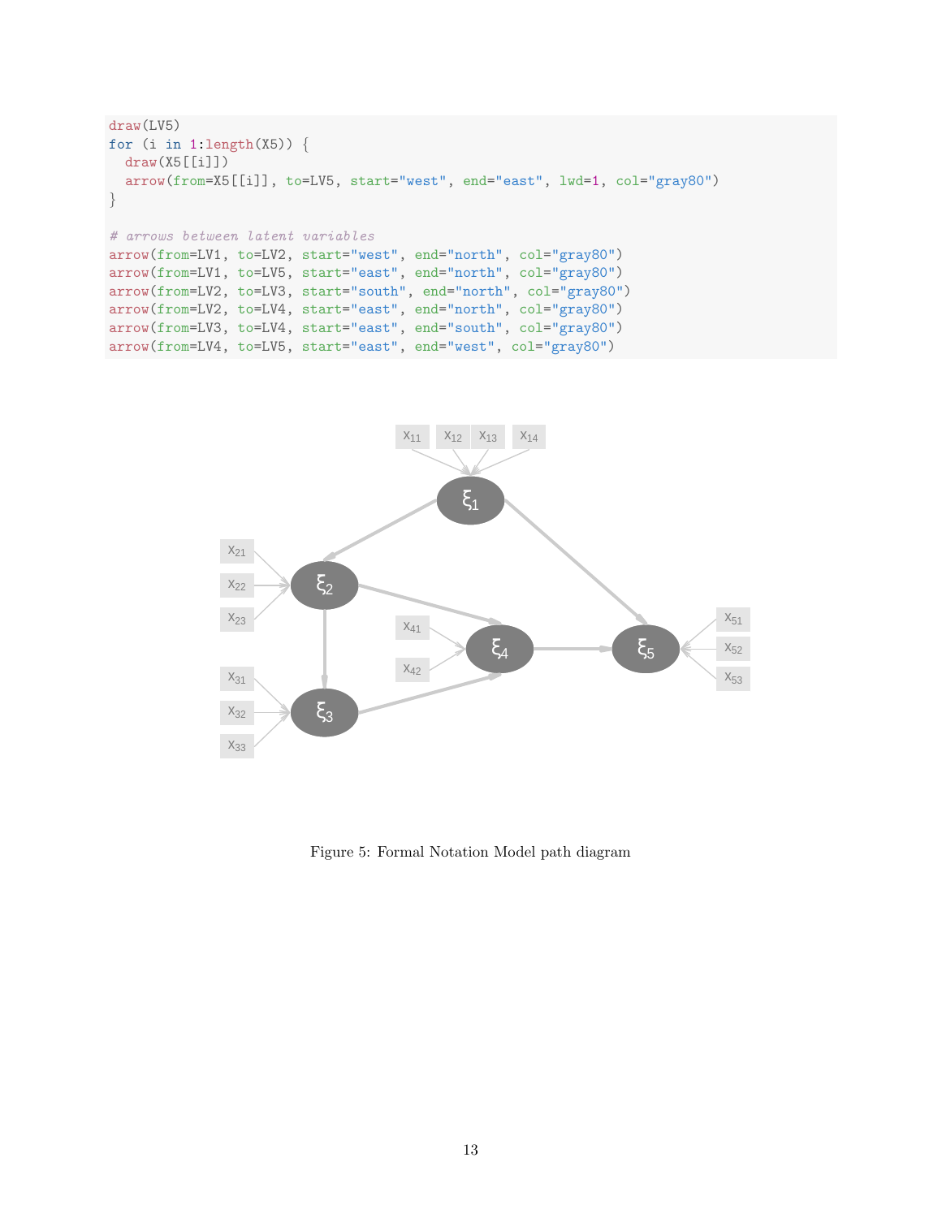```
draw(LV5)
for (i in 1:length(X5)) {
  draw(X5[[i]])
  arrow(from=X5[[i]], to=LV5, start="west", end="east", lwd=1, col="gray80")
}

# arrows between latent variables
arrow(from=LV1, to=LV2, start="west", end="north", col="gray80")
arrow(from=LV1, to=LV5, start="east", end="north", col="gray80")
arrow(from=LV2, to=LV3, start="south", end="north", col="gray80")
arrow(from=LV2, to=LV4, start="east", end="north", col="gray80")
arrow(from=LV3, to=LV4, start="east", end="south", col="gray80")
arrow(from=LV4, to=LV5, start="east", end="west", col="gray80")
```

$x_{11}$ $x_{12}$ $x_{13}$ $x_{14}$

$\xi_1$

$x_{21}$ $x_{22}$ $x_{23}$

$\xi_2$

$x_{41}$ $x_{42}$

$\xi_4$

$\xi_5$

$x_{51}$ $x_{52}$ $x_{53}$

$x_{31}$ $x_{32}$ $x_{33}$

$\xi_3$

Figure 5: Formal Notation Model path diagram